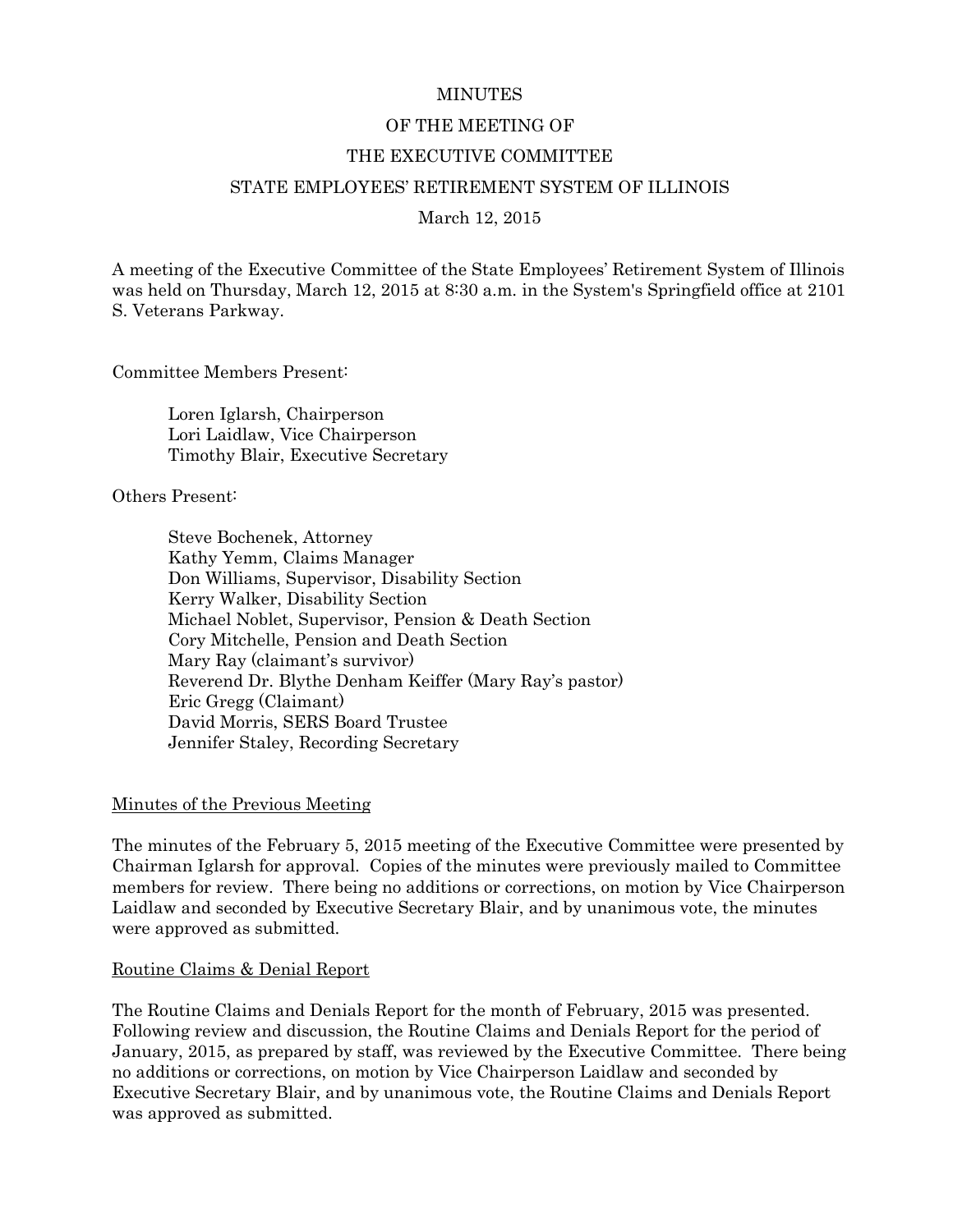# MINUTES

# OF THE MEETING OF

# THE EXECUTIVE COMMITTEE

# STATE EMPLOYEES' RETIREMENT SYSTEM OF ILLINOIS

March 12, 2015

A meeting of the Executive Committee of the State Employees' Retirement System of Illinois was held on Thursday, March 12, 2015 at 8:30 a.m. in the System's Springfield office at 2101 S. Veterans Parkway.

Committee Members Present:

Loren Iglarsh, Chairperson  
Lori Laidlaw, Vice Chairperson  
Timothy Blair, Executive Secretary

Others Present:

Steve Bochenek, Attorney  
Kathy Yemm, Claims Manager  
Don Williams, Supervisor, Disability Section  
Kerry Walker, Disability Section  
Michael Noblet, Supervisor, Pension & Death Section  
Cory Mitchelle, Pension and Death Section  
Mary Ray (claimant's survivor)  
Reverend Dr. Blythe Denham Keiffer (Mary Ray's pastor)  
Eric Gregg (Claimant)  
David Morris, SERS Board Trustee  
Jennifer Staley, Recording Secretary

## Minutes of the Previous Meeting

The minutes of the February 5, 2015 meeting of the Executive Committee were presented by Chairman Iglarsh for approval. Copies of the minutes were previously mailed to Committee members for review. There being no additions or corrections, on motion by Vice Chairperson Laidlaw and seconded by Executive Secretary Blair, and by unanimous vote, the minutes were approved as submitted.

## Routine Claims & Denial Report

The Routine Claims and Denials Report for the month of February, 2015 was presented. Following review and discussion, the Routine Claims and Denials Report for the period of January, 2015, as prepared by staff, was reviewed by the Executive Committee. There being no additions or corrections, on motion by Vice Chairperson Laidlaw and seconded by Executive Secretary Blair, and by unanimous vote, the Routine Claims and Denials Report was approved as submitted.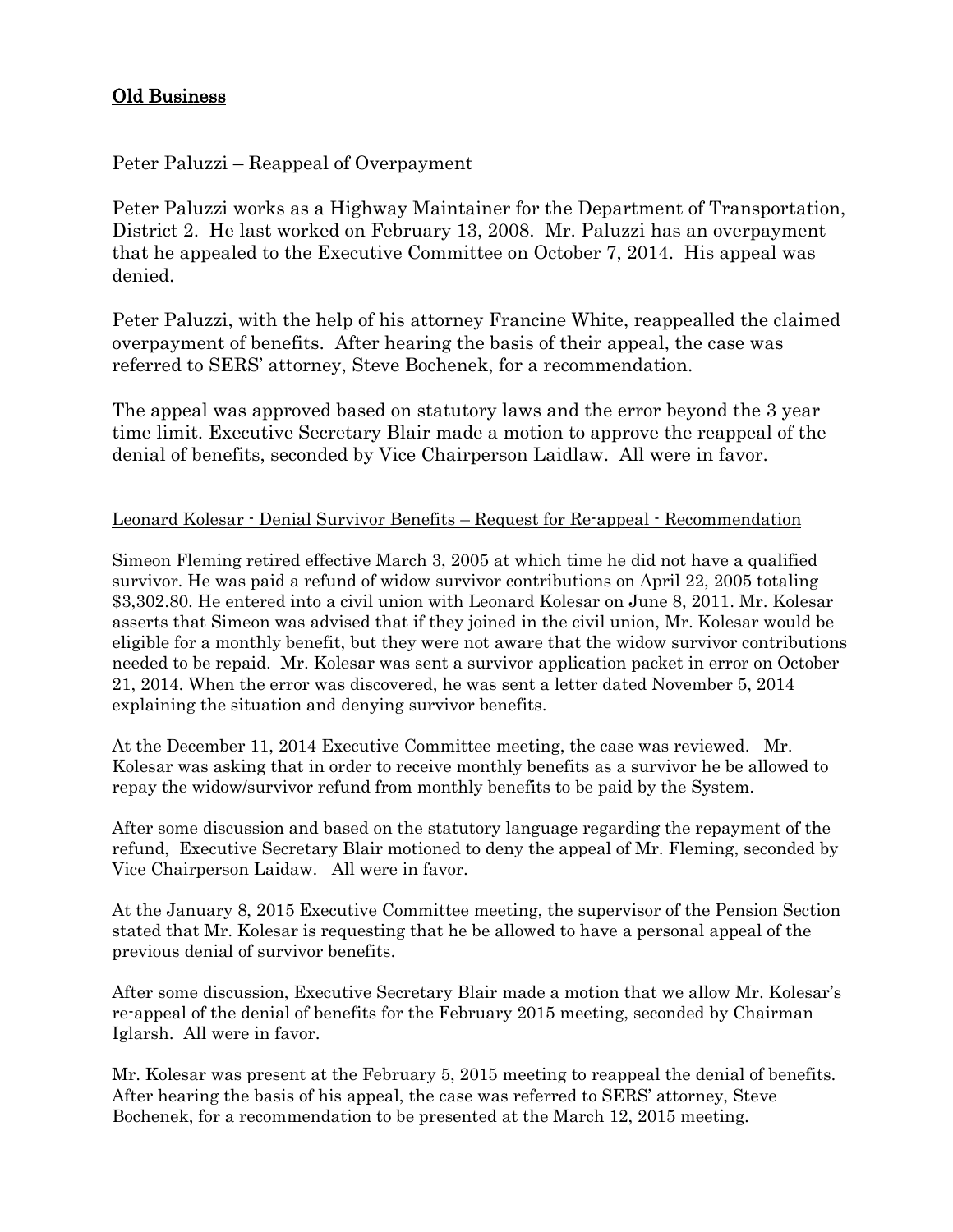## Old Business

Peter Paluzzi – Reappeal of Overpayment

Peter Paluzzi works as a Highway Maintainer for the Department of Transportation, District 2. He last worked on February 13, 2008. Mr. Paluzzi has an overpayment that he appealed to the Executive Committee on October 7, 2014. His appeal was denied.

Peter Paluzzi, with the help of his attorney Francine White, reappealled the claimed overpayment of benefits. After hearing the basis of their appeal, the case was referred to SERS' attorney, Steve Bochenek, for a recommendation.

The appeal was approved based on statutory laws and the error beyond the 3 year time limit. Executive Secretary Blair made a motion to approve the reappeal of the denial of benefits, seconded by Vice Chairperson Laidlaw. All were in favor.

Leonard Kolesar - Denial Survivor Benefits – Request for Re-appeal - Recommendation

Simeon Fleming retired effective March 3, 2005 at which time he did not have a qualified survivor. He was paid a refund of widow survivor contributions on April 22, 2005 totaling $3,302.80. He entered into a civil union with Leonard Kolesar on June 8, 2011. Mr. Kolesar asserts that Simeon was advised that if they joined in the civil union, Mr. Kolesar would be eligible for a monthly benefit, but they were not aware that the widow survivor contributions needed to be repaid. Mr. Kolesar was sent a survivor application packet in error on October 21, 2014. When the error was discovered, he was sent a letter dated November 5, 2014 explaining the situation and denying survivor benefits.

At the December 11, 2014 Executive Committee meeting, the case was reviewed. Mr. Kolesar was asking that in order to receive monthly benefits as a survivor he be allowed to repay the widow/survivor refund from monthly benefits to be paid by the System.

After some discussion and based on the statutory language regarding the repayment of the refund, Executive Secretary Blair motioned to deny the appeal of Mr. Fleming, seconded by Vice Chairperson Laidaw. All were in favor.

At the January 8, 2015 Executive Committee meeting, the supervisor of the Pension Section stated that Mr. Kolesar is requesting that he be allowed to have a personal appeal of the previous denial of survivor benefits.

After some discussion, Executive Secretary Blair made a motion that we allow Mr. Kolesar's re-appeal of the denial of benefits for the February 2015 meeting, seconded by Chairman Iglarsh. All were in favor.

Mr. Kolesar was present at the February 5, 2015 meeting to reappeal the denial of benefits. After hearing the basis of his appeal, the case was referred to SERS' attorney, Steve Bochenek, for a recommendation to be presented at the March 12, 2015 meeting.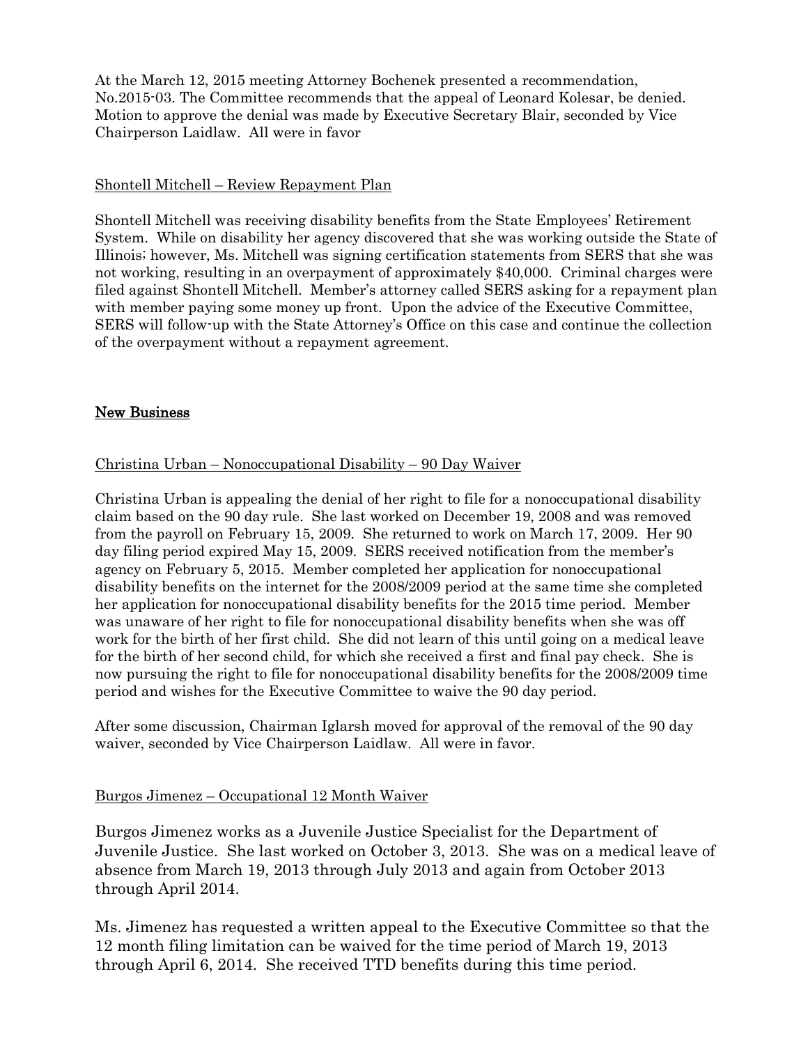At the March 12, 2015 meeting Attorney Bochenek presented a recommendation, No.2015-03. The Committee recommends that the appeal of Leonard Kolesar, be denied. Motion to approve the denial was made by Executive Secretary Blair, seconded by Vice Chairperson Laidlaw. All were in favor

Shontell Mitchell – Review Repayment Plan

Shontell Mitchell was receiving disability benefits from the State Employees' Retirement System. While on disability her agency discovered that she was working outside the State of Illinois; however, Ms. Mitchell was signing certification statements from SERS that she was not working, resulting in an overpayment of approximately $40,000. Criminal charges were filed against Shontell Mitchell. Member's attorney called SERS asking for a repayment plan with member paying some money up front. Upon the advice of the Executive Committee, SERS will follow-up with the State Attorney's Office on this case and continue the collection of the overpayment without a repayment agreement.

## New Business

Christina Urban – Nonoccupational Disability – 90 Day Waiver

Christina Urban is appealing the denial of her right to file for a nonoccupational disability claim based on the 90 day rule. She last worked on December 19, 2008 and was removed from the payroll on February 15, 2009. She returned to work on March 17, 2009. Her 90 day filing period expired May 15, 2009. SERS received notification from the member's agency on February 5, 2015. Member completed her application for nonoccupational disability benefits on the internet for the 2008/2009 period at the same time she completed her application for nonoccupational disability benefits for the 2015 time period. Member was unaware of her right to file for nonoccupational disability benefits when she was off work for the birth of her first child. She did not learn of this until going on a medical leave for the birth of her second child, for which she received a first and final pay check. She is now pursuing the right to file for nonoccupational disability benefits for the 2008/2009 time period and wishes for the Executive Committee to waive the 90 day period.

After some discussion, Chairman Iglarsh moved for approval of the removal of the 90 day waiver, seconded by Vice Chairperson Laidlaw. All were in favor.

Burgos Jimenez – Occupational 12 Month Waiver

Burgos Jimenez works as a Juvenile Justice Specialist for the Department of Juvenile Justice. She last worked on October 3, 2013. She was on a medical leave of absence from March 19, 2013 through July 2013 and again from October 2013 through April 2014.

Ms. Jimenez has requested a written appeal to the Executive Committee so that the 12 month filing limitation can be waived for the time period of March 19, 2013 through April 6, 2014. She received TTD benefits during this time period.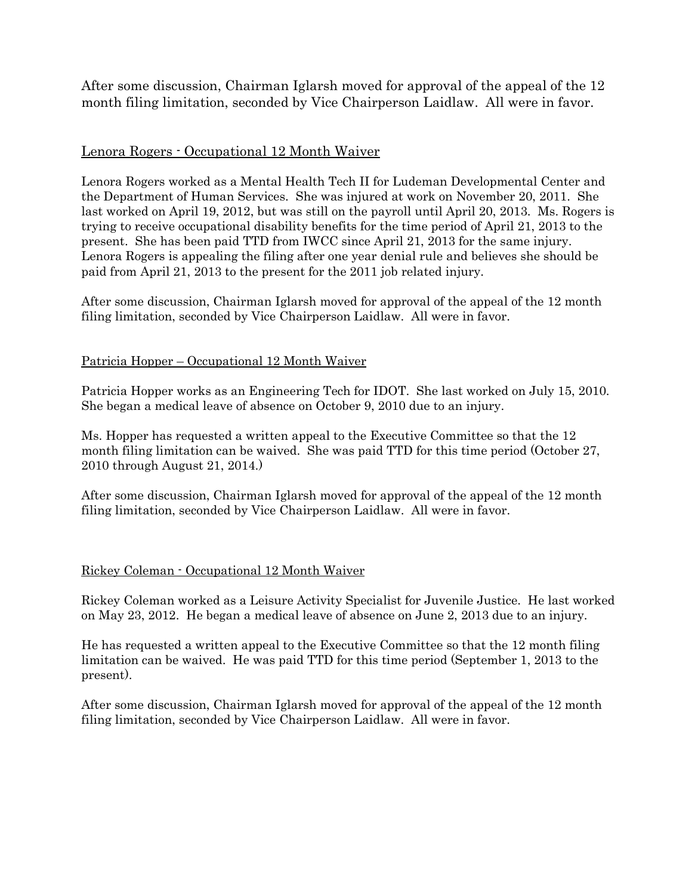After some discussion, Chairman Iglarsh moved for approval of the appeal of the 12 month filing limitation, seconded by Vice Chairperson Laidlaw. All were in favor.

<u>Lenora Rogers - Occupational 12 Month Waiver</u>

Lenora Rogers worked as a Mental Health Tech II for Ludeman Developmental Center and the Department of Human Services. She was injured at work on November 20, 2011. She last worked on April 19, 2012, but was still on the payroll until April 20, 2013. Ms. Rogers is trying to receive occupational disability benefits for the time period of April 21, 2013 to the present. She has been paid TTD from IWCC since April 21, 2013 for the same injury. Lenora Rogers is appealing the filing after one year denial rule and believes she should be paid from April 21, 2013 to the present for the 2011 job related injury.

After some discussion, Chairman Iglarsh moved for approval of the appeal of the 12 month filing limitation, seconded by Vice Chairperson Laidlaw. All were in favor.

<u>Patricia Hopper – Occupational 12 Month Waiver</u>

Patricia Hopper works as an Engineering Tech for IDOT. She last worked on July 15, 2010. She began a medical leave of absence on October 9, 2010 due to an injury.

Ms. Hopper has requested a written appeal to the Executive Committee so that the 12 month filing limitation can be waived. She was paid TTD for this time period (October 27, 2010 through August 21, 2014.)

After some discussion, Chairman Iglarsh moved for approval of the appeal of the 12 month filing limitation, seconded by Vice Chairperson Laidlaw. All were in favor.

<u>Rickey Coleman - Occupational 12 Month Waiver</u>

Rickey Coleman worked as a Leisure Activity Specialist for Juvenile Justice. He last worked on May 23, 2012. He began a medical leave of absence on June 2, 2013 due to an injury.

He has requested a written appeal to the Executive Committee so that the 12 month filing limitation can be waived. He was paid TTD for this time period (September 1, 2013 to the present).

After some discussion, Chairman Iglarsh moved for approval of the appeal of the 12 month filing limitation, seconded by Vice Chairperson Laidlaw. All were in favor.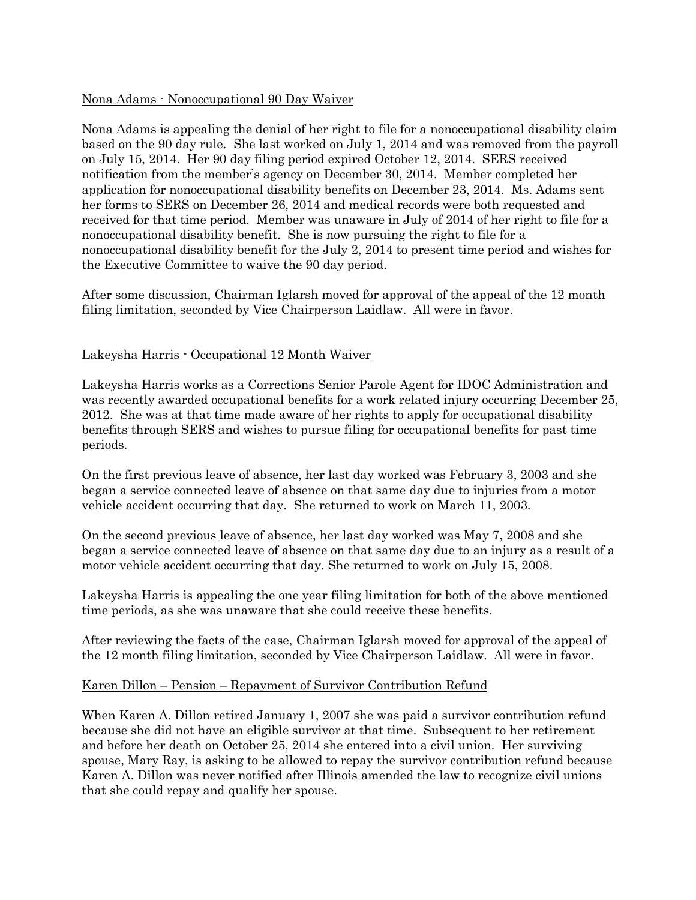Nona Adams - Nonoccupational 90 Day Waiver

Nona Adams is appealing the denial of her right to file for a nonoccupational disability claim based on the 90 day rule. She last worked on July 1, 2014 and was removed from the payroll on July 15, 2014. Her 90 day filing period expired October 12, 2014. SERS received notification from the member's agency on December 30, 2014. Member completed her application for nonoccupational disability benefits on December 23, 2014. Ms. Adams sent her forms to SERS on December 26, 2014 and medical records were both requested and received for that time period. Member was unaware in July of 2014 of her right to file for a nonoccupational disability benefit. She is now pursuing the right to file for a nonoccupational disability benefit for the July 2, 2014 to present time period and wishes for the Executive Committee to waive the 90 day period.

After some discussion, Chairman Iglarsh moved for approval of the appeal of the 12 month filing limitation, seconded by Vice Chairperson Laidlaw. All were in favor.

Lakeysha Harris - Occupational 12 Month Waiver

Lakeysha Harris works as a Corrections Senior Parole Agent for IDOC Administration and was recently awarded occupational benefits for a work related injury occurring December 25, 2012. She was at that time made aware of her rights to apply for occupational disability benefits through SERS and wishes to pursue filing for occupational benefits for past time periods.

On the first previous leave of absence, her last day worked was February 3, 2003 and she began a service connected leave of absence on that same day due to injuries from a motor vehicle accident occurring that day. She returned to work on March 11, 2003.

On the second previous leave of absence, her last day worked was May 7, 2008 and she began a service connected leave of absence on that same day due to an injury as a result of a motor vehicle accident occurring that day. She returned to work on July 15, 2008.

Lakeysha Harris is appealing the one year filing limitation for both of the above mentioned time periods, as she was unaware that she could receive these benefits.

After reviewing the facts of the case, Chairman Iglarsh moved for approval of the appeal of the 12 month filing limitation, seconded by Vice Chairperson Laidlaw. All were in favor.

Karen Dillon – Pension – Repayment of Survivor Contribution Refund

When Karen A. Dillon retired January 1, 2007 she was paid a survivor contribution refund because she did not have an eligible survivor at that time. Subsequent to her retirement and before her death on October 25, 2014 she entered into a civil union. Her surviving spouse, Mary Ray, is asking to be allowed to repay the survivor contribution refund because Karen A. Dillon was never notified after Illinois amended the law to recognize civil unions that she could repay and qualify her spouse.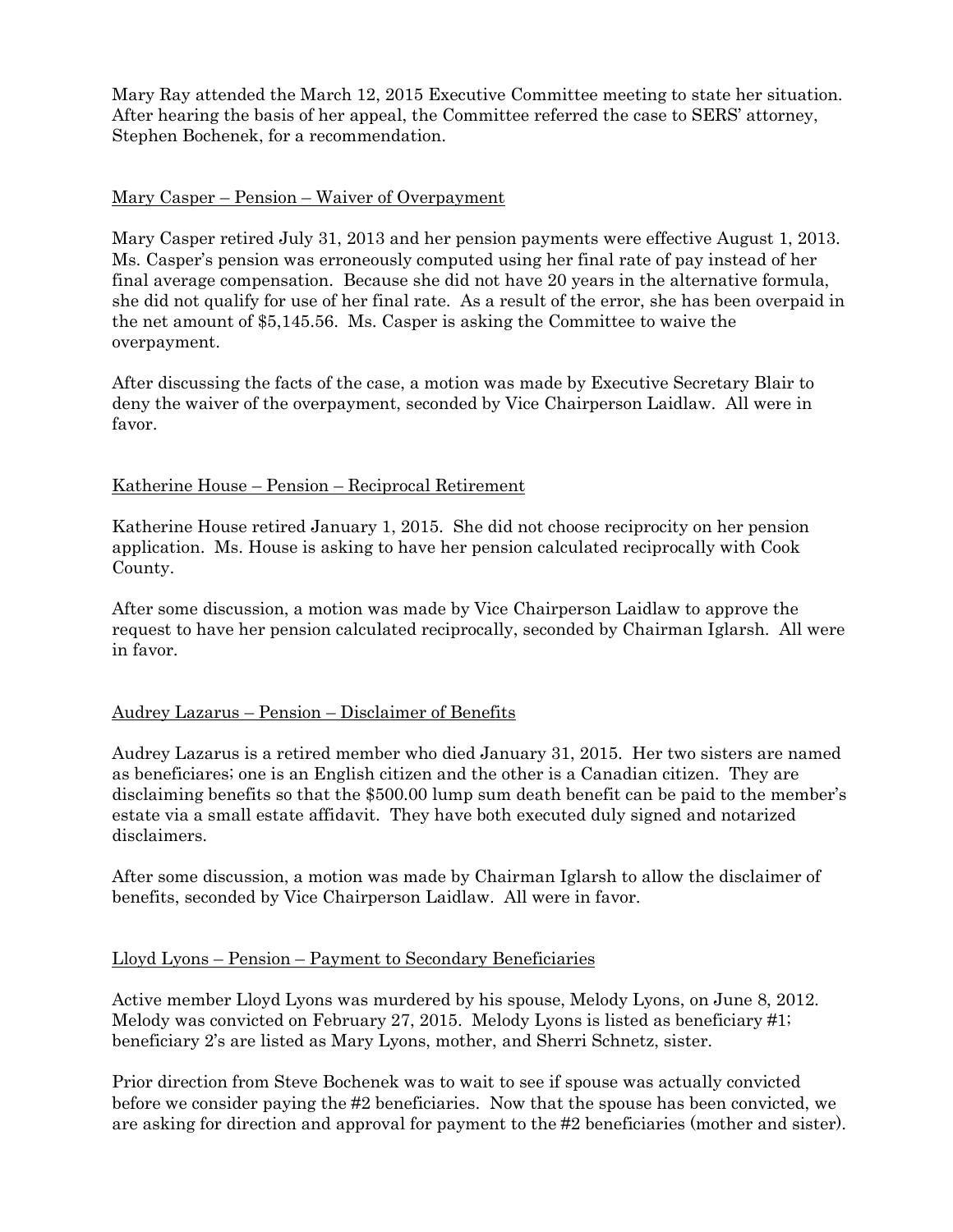Mary Ray attended the March 12, 2015 Executive Committee meeting to state her situation. After hearing the basis of her appeal, the Committee referred the case to SERS' attorney, Stephen Bochenek, for a recommendation.

<u>Mary Casper – Pension – Waiver of Overpayment</u>

Mary Casper retired July 31, 2013 and her pension payments were effective August 1, 2013. Ms. Casper's pension was erroneously computed using her final rate of pay instead of her final average compensation. Because she did not have 20 years in the alternative formula, she did not qualify for use of her final rate. As a result of the error, she has been overpaid in the net amount of $5,145.56. Ms. Casper is asking the Committee to waive the overpayment.

After discussing the facts of the case, a motion was made by Executive Secretary Blair to deny the waiver of the overpayment, seconded by Vice Chairperson Laidlaw. All were in favor.

<u>Katherine House – Pension – Reciprocal Retirement</u>

Katherine House retired January 1, 2015. She did not choose reciprocity on her pension application. Ms. House is asking to have her pension calculated reciprocally with Cook County.

After some discussion, a motion was made by Vice Chairperson Laidlaw to approve the request to have her pension calculated reciprocally, seconded by Chairman Iglarsh. All were in favor.

<u>Audrey Lazarus – Pension – Disclaimer of Benefits</u>

Audrey Lazarus is a retired member who died January 31, 2015. Her two sisters are named as beneficiares; one is an English citizen and the other is a Canadian citizen. They are disclaiming benefits so that the $500.00 lump sum death benefit can be paid to the member's estate via a small estate affidavit. They have both executed duly signed and notarized disclaimers.

After some discussion, a motion was made by Chairman Iglarsh to allow the disclaimer of benefits, seconded by Vice Chairperson Laidlaw. All were in favor.

<u>Lloyd Lyons – Pension – Payment to Secondary Beneficiaries</u>

Active member Lloyd Lyons was murdered by his spouse, Melody Lyons, on June 8, 2012. Melody was convicted on February 27, 2015. Melody Lyons is listed as beneficiary #1; beneficiary 2's are listed as Mary Lyons, mother, and Sherri Schnetz, sister.

Prior direction from Steve Bochenek was to wait to see if spouse was actually convicted before we consider paying the #2 beneficiaries. Now that the spouse has been convicted, we are asking for direction and approval for payment to the #2 beneficiaries (mother and sister).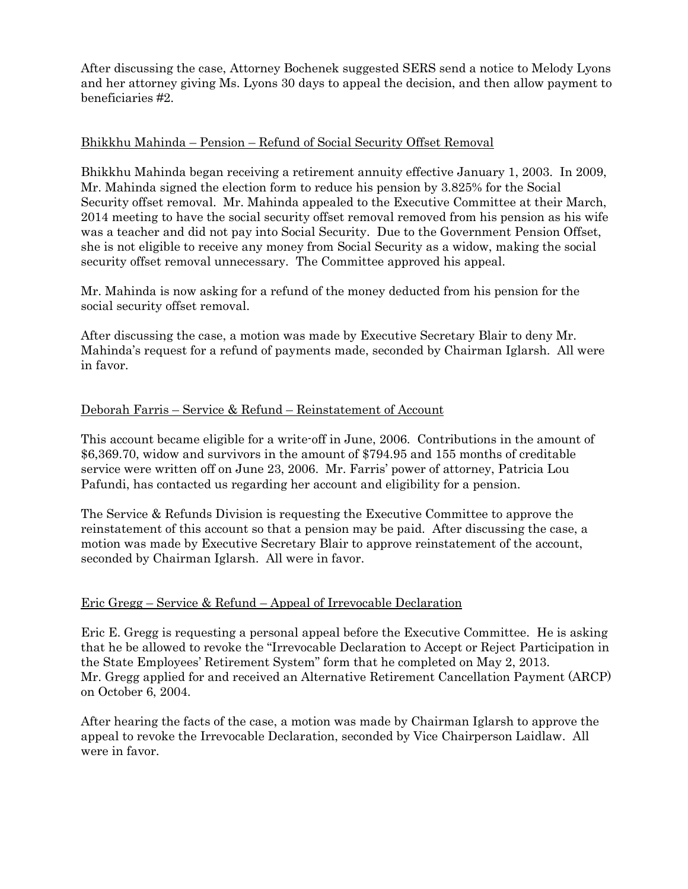After discussing the case, Attorney Bochenek suggested SERS send a notice to Melody Lyons and her attorney giving Ms. Lyons 30 days to appeal the decision, and then allow payment to beneficiaries #2.

Bhikkhu Mahinda – Pension – Refund of Social Security Offset Removal

Bhikkhu Mahinda began receiving a retirement annuity effective January 1, 2003. In 2009, Mr. Mahinda signed the election form to reduce his pension by 3.825% for the Social Security offset removal. Mr. Mahinda appealed to the Executive Committee at their March, 2014 meeting to have the social security offset removal removed from his pension as his wife was a teacher and did not pay into Social Security. Due to the Government Pension Offset, she is not eligible to receive any money from Social Security as a widow, making the social security offset removal unnecessary. The Committee approved his appeal.

Mr. Mahinda is now asking for a refund of the money deducted from his pension for the social security offset removal.

After discussing the case, a motion was made by Executive Secretary Blair to deny Mr. Mahinda's request for a refund of payments made, seconded by Chairman Iglarsh. All were in favor.

Deborah Farris – Service & Refund – Reinstatement of Account

This account became eligible for a write-off in June, 2006. Contributions in the amount of $6,369.70, widow and survivors in the amount of $794.95 and 155 months of creditable service were written off on June 23, 2006. Mr. Farris' power of attorney, Patricia Lou Pafundi, has contacted us regarding her account and eligibility for a pension.

The Service & Refunds Division is requesting the Executive Committee to approve the reinstatement of this account so that a pension may be paid. After discussing the case, a motion was made by Executive Secretary Blair to approve reinstatement of the account, seconded by Chairman Iglarsh. All were in favor.

Eric Gregg – Service & Refund – Appeal of Irrevocable Declaration

Eric E. Gregg is requesting a personal appeal before the Executive Committee. He is asking that he be allowed to revoke the "Irrevocable Declaration to Accept or Reject Participation in the State Employees' Retirement System" form that he completed on May 2, 2013. Mr. Gregg applied for and received an Alternative Retirement Cancellation Payment (ARCP) on October 6, 2004.

After hearing the facts of the case, a motion was made by Chairman Iglarsh to approve the appeal to revoke the Irrevocable Declaration, seconded by Vice Chairperson Laidlaw. All were in favor.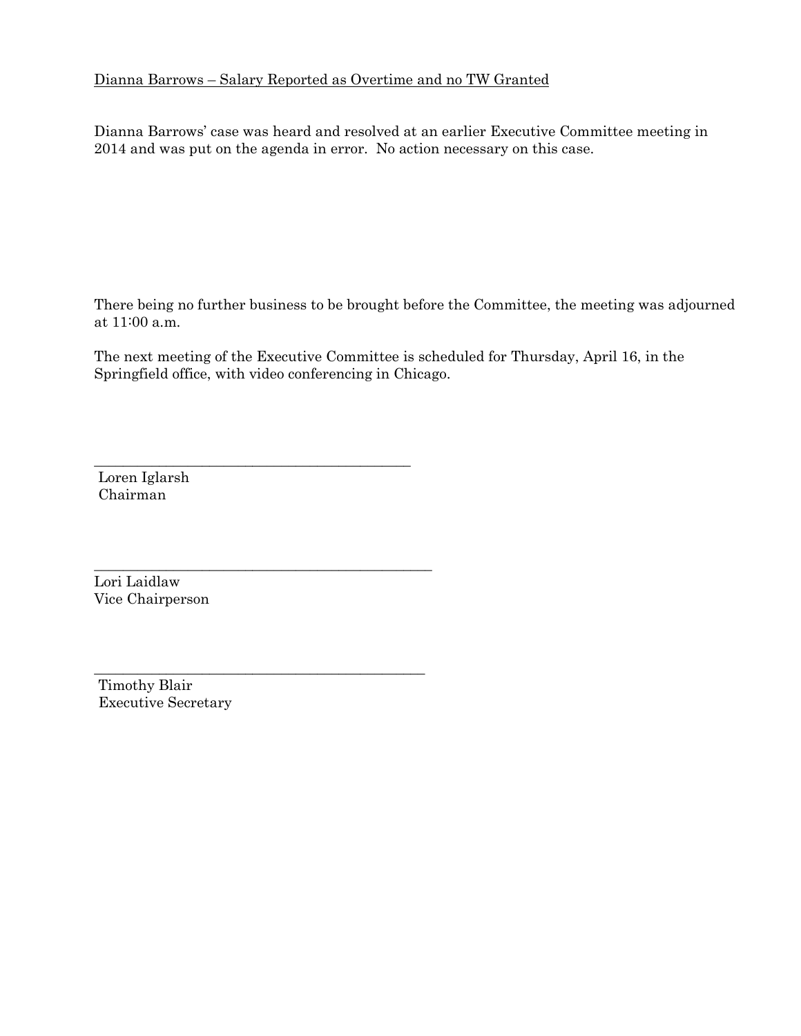Dianna Barrows – Salary Reported as Overtime and no TW Granted

Dianna Barrows' case was heard and resolved at an earlier Executive Committee meeting in 2014 and was put on the agenda in error. No action necessary on this case.

There being no further business to be brought before the Committee, the meeting was adjourned at 11:00 a.m.

The next meeting of the Executive Committee is scheduled for Thursday, April 16, in the Springfield office, with video conferencing in Chicago.

______________________________________________
Loren Iglarsh
Chairman

______________________________________________
Lori Laidlaw
Vice Chairperson

______________________________________________
Timothy Blair
Executive Secretary